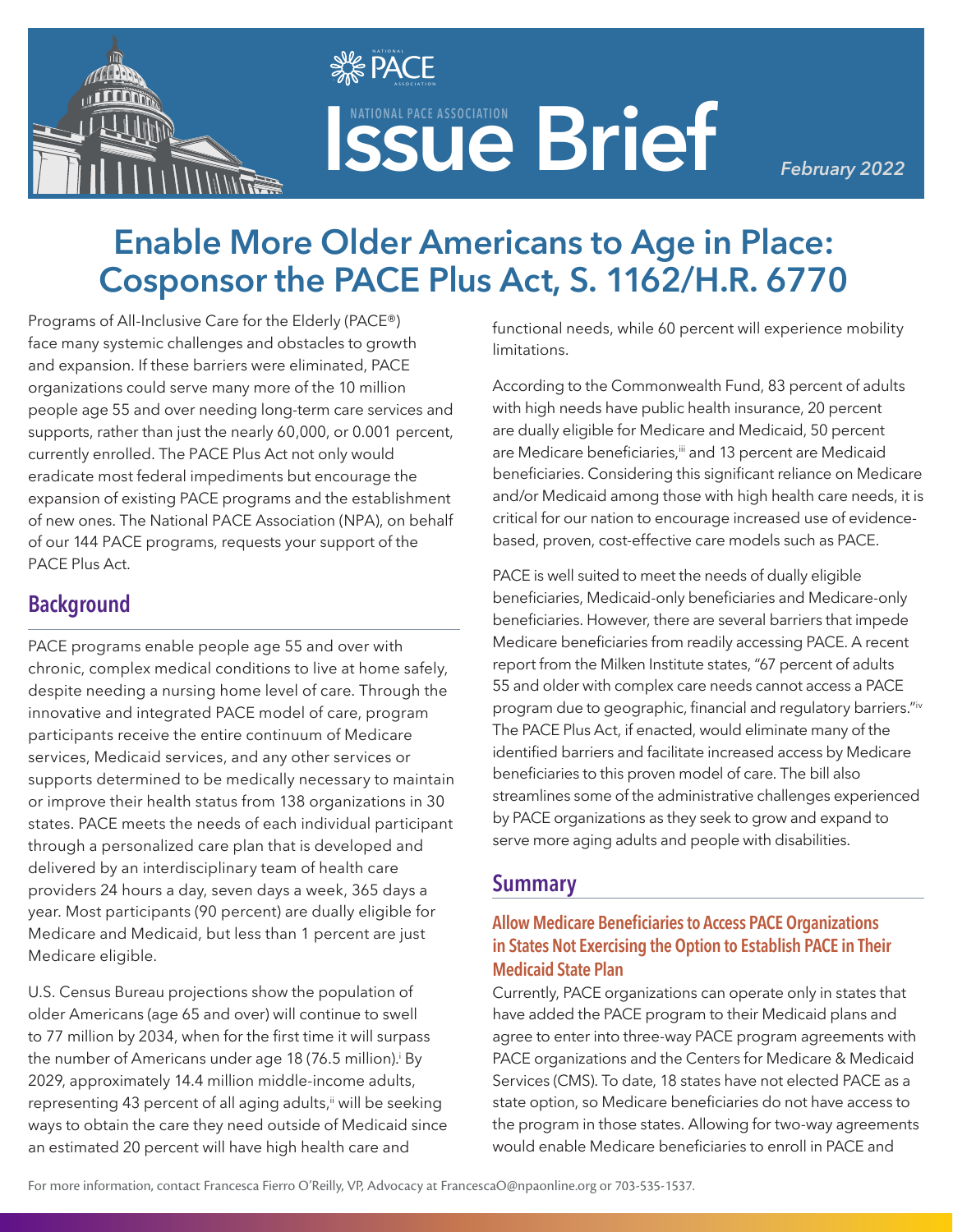NATIONAL PACE ASSOCIATION

# Issue Brief

*February 2022*

# Enable More Older Americans to Age in Place: Cosponsor the PACE Plus Act, S. 1162/H.R. 6770

Programs of All-Inclusive Care for the Elderly (PACE®) face many systemic challenges and obstacles to growth and expansion. If these barriers were eliminated, PACE organizations could serve many more of the 10 million people age 55 and over needing long-term care services and supports, rather than just the nearly 60,000, or 0.001 percent, currently enrolled. The PACE Plus Act not only would eradicate most federal impediments but encourage the expansion of existing PACE programs and the establishment of new ones. The National PACE Association (NPA), on behalf of our 144 PACE programs, requests your support of the PACE Plus Act.

## Background

PACE programs enable people age 55 and over with chronic, complex medical conditions to live at home safely, despite needing a nursing home level of care. Through the innovative and integrated PACE model of care, program participants receive the entire continuum of Medicare services, Medicaid services, and any other services or supports determined to be medically necessary to maintain or improve their health status from 138 organizations in 30 states. PACE meets the needs of each individual participant through a personalized care plan that is developed and delivered by an interdisciplinary team of health care providers 24 hours a day, seven days a week, 365 days a year. Most participants (90 percent) are dually eligible for Medicare and Medicaid, but less than 1 percent are just Medicare eligible.

U.S. Census Bureau projections show the population of older Americans (age 65 and over) will continue to swell to 77 million by 2034, when for the first time it will surpass the number of Americans under age 18 (76.5 million).[i] By 2029, approximately 14.4 million middle-income adults, representing 43 percent of all aging adults,[ii] will be seeking ways to obtain the care they need outside of Medicaid since an estimated 20 percent will have high health care and functional needs, while 60 percent will experience mobility limitations.

According to the Commonwealth Fund, 83 percent of adults with high needs have public health insurance, 20 percent are dually eligible for Medicare and Medicaid, 50 percent are Medicare beneficiaries,[iii] and 13 percent are Medicaid beneficiaries. Considering this significant reliance on Medicare and/or Medicaid among those with high health care needs, it is critical for our nation to encourage increased use of evidence-based, proven, cost-effective care models such as PACE.

PACE is well suited to meet the needs of dually eligible beneficiaries, Medicaid-only beneficiaries and Medicare-only beneficiaries. However, there are several barriers that impede Medicare beneficiaries from readily accessing PACE. A recent report from the Milken Institute states, "67 percent of adults 55 and older with complex care needs cannot access a PACE program due to geographic, financial and regulatory barriers."[iv] The PACE Plus Act, if enacted, would eliminate many of the identified barriers and facilitate increased access by Medicare beneficiaries to this proven model of care. The bill also streamlines some of the administrative challenges experienced by PACE organizations as they seek to grow and expand to serve more aging adults and people with disabilities.

## Summary

### Allow Medicare Beneficiaries to Access PACE Organizations in States Not Exercising the Option to Establish PACE in Their Medicaid State Plan

Currently, PACE organizations can operate only in states that have added the PACE program to their Medicaid plans and agree to enter into three-way PACE program agreements with PACE organizations and the Centers for Medicare & Medicaid Services (CMS). To date, 18 states have not elected PACE as a state option, so Medicare beneficiaries do not have access to the program in those states. Allowing for two-way agreements would enable Medicare beneficiaries to enroll in PACE and

For more information, contact Francesca Fierro O'Reilly, VP, Advocacy at FrancescaO@npaonline.org or 703-535-1537.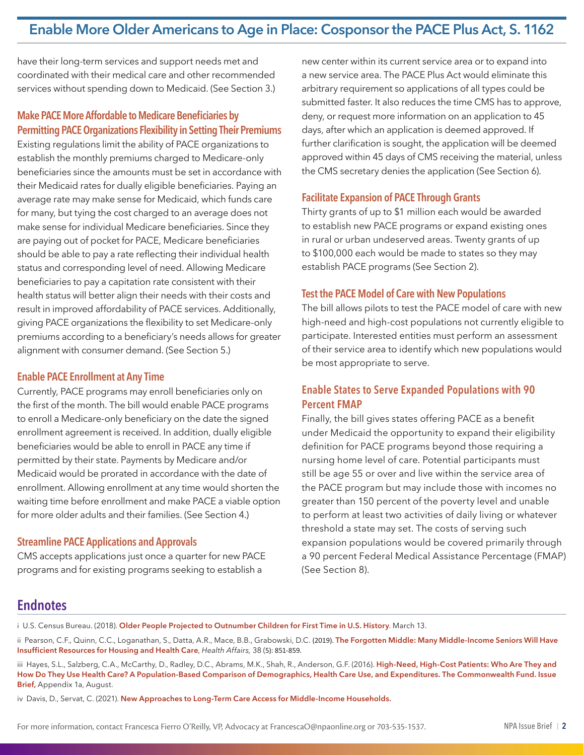have their long-term services and support needs met and coordinated with their medical care and other recommended services without spending down to Medicaid. (See Section 3.)

### Make PACE More Affordable to Medicare Beneficiaries by Permitting PACE Organizations Flexibility in Setting Their Premiums

Existing regulations limit the ability of PACE organizations to establish the monthly premiums charged to Medicare-only beneficiaries since the amounts must be set in accordance with their Medicaid rates for dually eligible beneficiaries. Paying an average rate may make sense for Medicaid, which funds care for many, but tying the cost charged to an average does not make sense for individual Medicare beneficiaries. Since they are paying out of pocket for PACE, Medicare beneficiaries should be able to pay a rate reflecting their individual health status and corresponding level of need. Allowing Medicare beneficiaries to pay a capitation rate consistent with their health status will better align their needs with their costs and result in improved affordability of PACE services. Additionally, giving PACE organizations the flexibility to set Medicare-only premiums according to a beneficiary's needs allows for greater alignment with consumer demand. (See Section 5.)

### Enable PACE Enrollment at Any Time

Currently, PACE programs may enroll beneficiaries only on the first of the month. The bill would enable PACE programs to enroll a Medicare-only beneficiary on the date the signed enrollment agreement is received. In addition, dually eligible beneficiaries would be able to enroll in PACE any time if permitted by their state. Payments by Medicare and/or Medicaid would be prorated in accordance with the date of enrollment. Allowing enrollment at any time would shorten the waiting time before enrollment and make PACE a viable option for more older adults and their families. (See Section 4.)

### Streamline PACE Applications and Approvals

CMS accepts applications just once a quarter for new PACE programs and for existing programs seeking to establish a new center within its current service area or to expand into a new service area. The PACE Plus Act would eliminate this arbitrary requirement so applications of all types could be submitted faster. It also reduces the time CMS has to approve, deny, or request more information on an application to 45 days, after which an application is deemed approved. If further clarification is sought, the application will be deemed approved within 45 days of CMS receiving the material, unless the CMS secretary denies the application (See Section 6).

### Facilitate Expansion of PACE Through Grants

Thirty grants of up to $1 million each would be awarded to establish new PACE programs or expand existing ones in rural or urban undeserved areas. Twenty grants of up to $100,000 each would be made to states so they may establish PACE programs (See Section 2).

### Test the PACE Model of Care with New Populations

The bill allows pilots to test the PACE model of care with new high-need and high-cost populations not currently eligible to participate. Interested entities must perform an assessment of their service area to identify which new populations would be most appropriate to serve.

### Enable States to Serve Expanded Populations with 90 Percent FMAP

Finally, the bill gives states offering PACE as a benefit under Medicaid the opportunity to expand their eligibility definition for PACE programs beyond those requiring a nursing home level of care. Potential participants must still be age 55 or over and live within the service area of the PACE program but may include those with incomes no greater than 150 percent of the poverty level and unable to perform at least two activities of daily living or whatever threshold a state may set. The costs of serving such expansion populations would be covered primarily through a 90 percent Federal Medical Assistance Percentage (FMAP) (See Section 8).

## Endnotes

i U.S. Census Bureau. (2018). **Older People Projected to Outnumber Children for First Time in U.S. History**. March 13.

ii Pearson, C.F., Quinn, C.C., Loganathan, S., Datta, A.R., Mace, B.B., Grabowski, D.C. (2019). **The Forgotten Middle: Many Middle-Income Seniors Will Have Insufficient Resources for Housing and Health Care**, *Health Affairs,* 38 (5): 851-859.

iii Hayes, S.L., Salzberg, C.A., McCarthy, D., Radley, D.C., Abrams, M.K., Shah, R., Anderson, G.F. (2016). **High-Need, High-Cost Patients: Who Are They and How Do They Use Health Care? A Population-Based Comparison of Demographics, Health Care Use, and Expenditures. The Commonwealth Fund. Issue Brief,** Appendix 1a, August.

iv Davis, D., Servat, C. (2021). **New Approaches to Long-Term Care Access for Middle-Income Households.**

For more information, contact Francesca Fierro O'Reilly, VP, Advocacy at FrancescaO@npaonline.org or 703-535-1537.